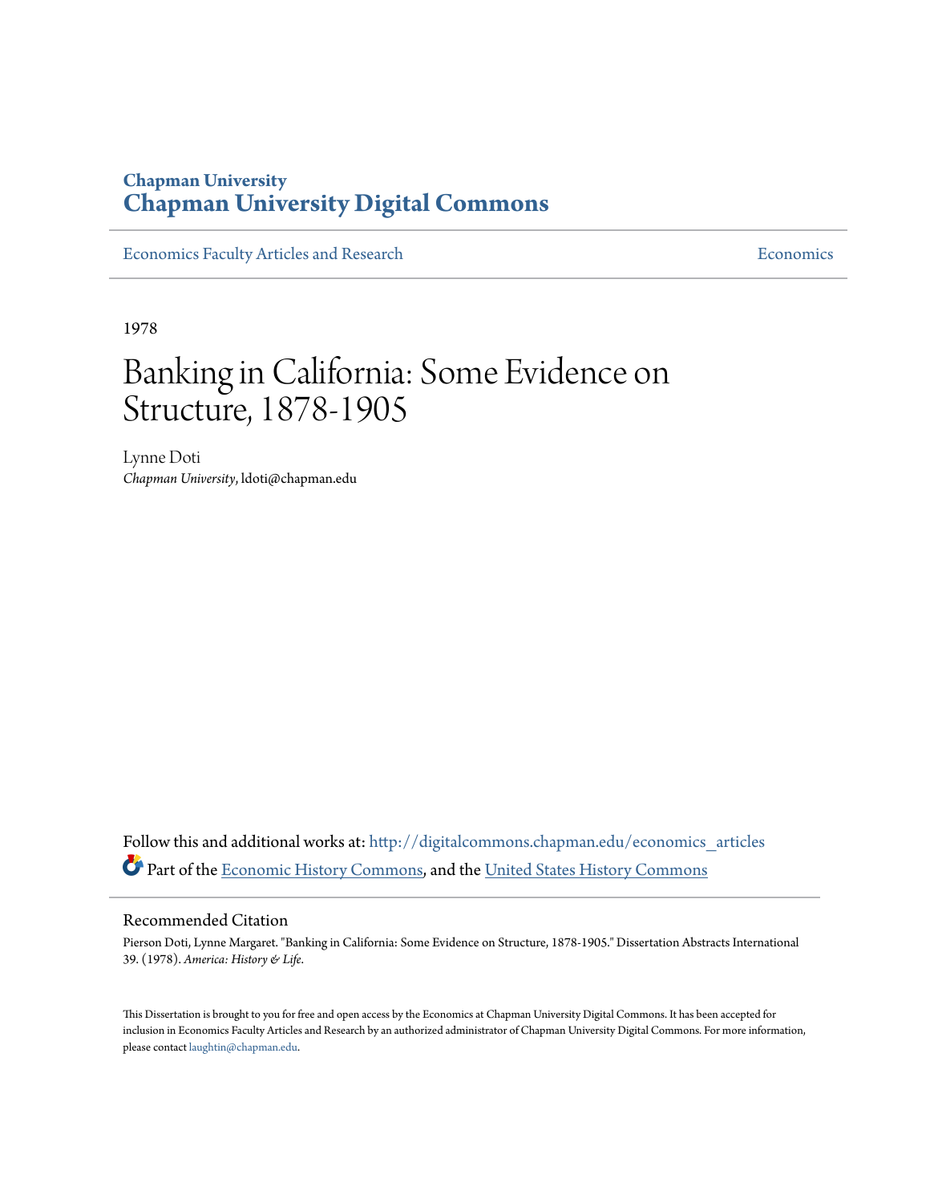Chapman University
# Chapman University Digital Commons

Economics Faculty Articles and Research | Economics

1978

# Banking in California: Some Evidence on Structure, 1878-1905

Lynne Doti
*Chapman University*, ldoti@chapman.edu

Follow this and additional works at: http://digitalcommons.chapman.edu/economics_articles
Part of the Economic History Commons, and the United States History Commons

## Recommended Citation

Pierson Doti, Lynne Margaret. "Banking in California: Some Evidence on Structure, 1878-1905." Dissertation Abstracts International 39. (1978). *America: History & Life*.

This Dissertation is brought to you for free and open access by the Economics at Chapman University Digital Commons. It has been accepted for inclusion in Economics Faculty Articles and Research by an authorized administrator of Chapman University Digital Commons. For more information, please contact laughtin@chapman.edu.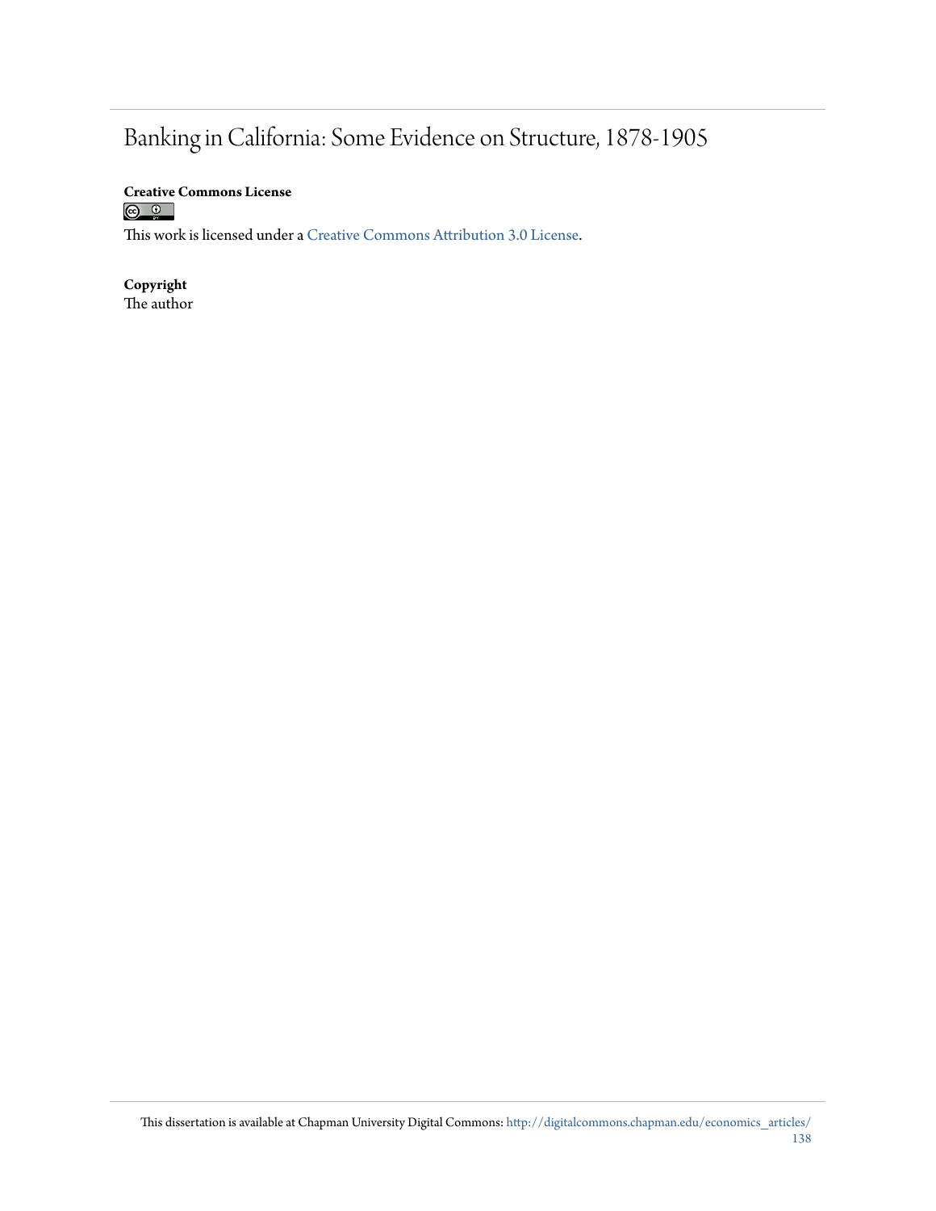# Banking in California: Some Evidence on Structure, 1878-1905

**Creative Commons License**

This work is licensed under a Creative Commons Attribution 3.0 License.

**Copyright**

The author

This dissertation is available at Chapman University Digital Commons: http://digitalcommons.chapman.edu/economics_articles/138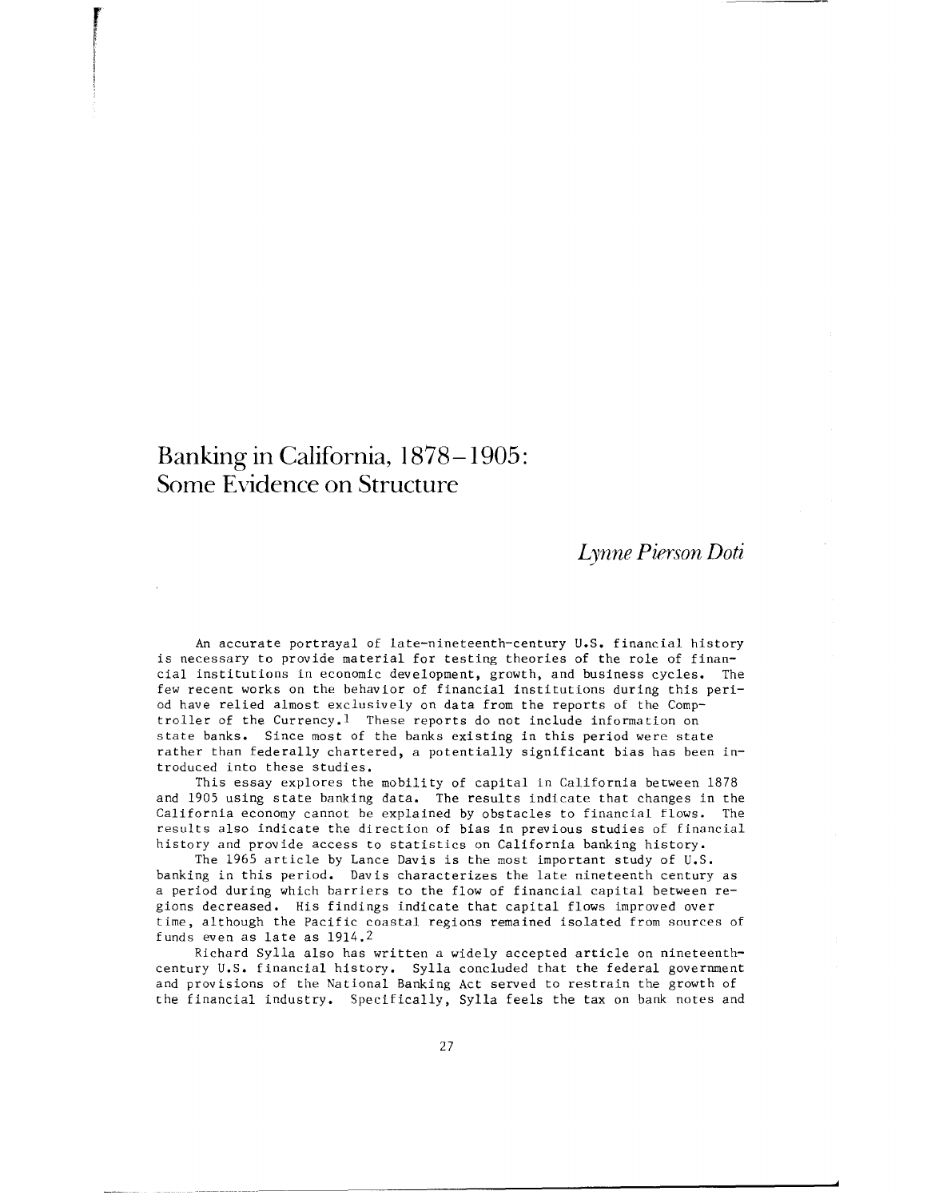# Banking in California, 1878–1905: Some Evidence on Structure

*Lynne Pierson Doti*

An accurate portrayal of late-nineteenth-century U.S. financial history is necessary to provide material for testing theories of the role of financial institutions in economic development, growth, and business cycles. The few recent works on the behavior of financial institutions during this period have relied almost exclusively on data from the reports of the Comptroller of the Currency.[1] These reports do not include information on state banks. Since most of the banks existing in this period were state rather than federally chartered, a potentially significant bias has been introduced into these studies.

This essay explores the mobility of capital in California between 1878 and 1905 using state banking data. The results indicate that changes in the California economy cannot be explained by obstacles to financial flows. The results also indicate the direction of bias in previous studies of financial history and provide access to statistics on California banking history.

The 1965 article by Lance Davis is the most important study of U.S. banking in this period. Davis characterizes the late nineteenth century as a period during which barriers to the flow of financial capital between regions decreased. His findings indicate that capital flows improved over time, although the Pacific coastal regions remained isolated from sources of funds even as late as 1914.[2]

Richard Sylla also has written a widely accepted article on nineteenth-century U.S. financial history. Sylla concluded that the federal government and provisions of the National Banking Act served to restrain the growth of the financial industry. Specifically, Sylla feels the tax on bank notes and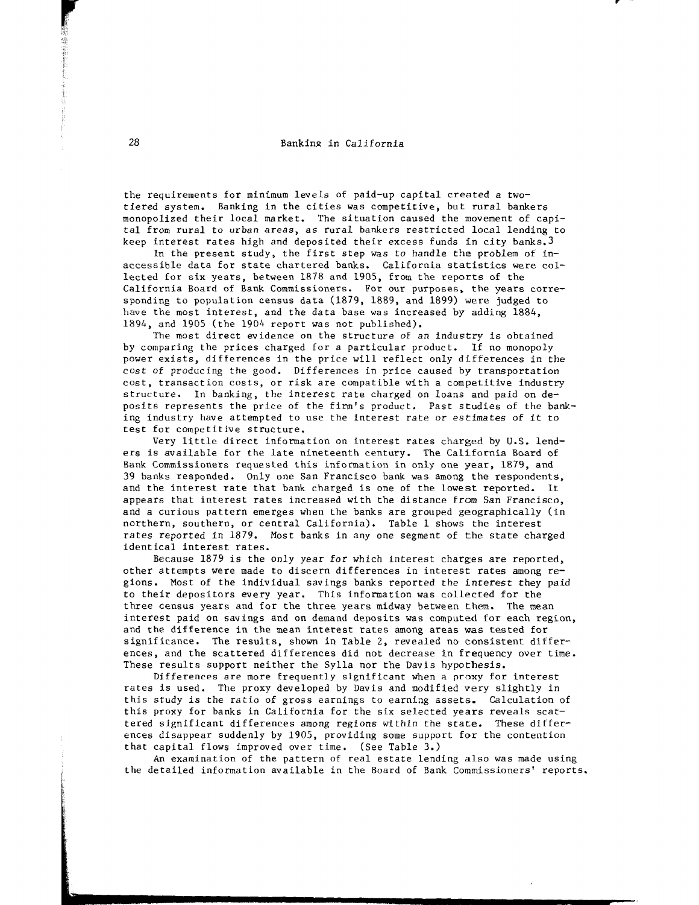the requirements for minimum levels of paid-up capital created a two-tiered system. Banking in the cities was competitive, but rural bankers monopolized their local market. The situation caused the movement of capital from rural to urban areas, as rural bankers restricted local lending to keep interest rates high and deposited their excess funds in city banks.[3]

In the present study, the first step was to handle the problem of inaccessible data for state chartered banks. California statistics were collected for six years, between 1878 and 1905, from the reports of the California Board of Bank Commissioners. For our purposes, the years corresponding to population census data (1879, 1889, and 1899) were judged to have the most interest, and the data base was increased by adding 1884, 1894, and 1905 (the 1904 report was not published).

The most direct evidence on the structure of an industry is obtained by comparing the prices charged for a particular product. If no monopoly power exists, differences in the price will reflect only differences in the cost of producing the good. Differences in price caused by transportation cost, transaction costs, or risk are compatible with a competitive industry structure. In banking, the interest rate charged on loans and paid on deposits represents the price of the firm's product. Past studies of the banking industry have attempted to use the interest rate or estimates of it to test for competitive structure.

Very little direct information on interest rates charged by U.S. lenders is available for the late nineteenth century. The California Board of Bank Commissioners requested this information in only one year, 1879, and 39 banks responded. Only one San Francisco bank was among the respondents, and the interest rate that bank charged is one of the lowest reported. It appears that interest rates increased with the distance from San Francisco, and a curious pattern emerges when the banks are grouped geographically (in northern, southern, or central California). Table 1 shows the interest rates reported in 1879. Most banks in any one segment of the state charged identical interest rates.

Because 1879 is the only year for which interest charges are reported, other attempts were made to discern differences in interest rates among regions. Most of the individual savings banks reported the interest they paid to their depositors every year. This information was collected for the three census years and for the three years midway between them. The mean interest paid on savings and on demand deposits was computed for each region, and the difference in the mean interest rates among areas was tested for significance. The results, shown in Table 2, revealed no consistent differences, and the scattered differences did not decrease in frequency over time. These results support neither the Sylla nor the Davis hypothesis.

Differences are more frequently significant when a proxy for interest rates is used. The proxy developed by Davis and modified very slightly in this study is the ratio of gross earnings to earning assets. Calculation of this proxy for banks in California for the six selected years reveals scattered significant differences among regions within the state. These differences disappear suddenly by 1905, providing some support for the contention that capital flows improved over time. (See Table 3.)

An examination of the pattern of real estate lending also was made using the detailed information available in the Board of Bank Commissioners' reports.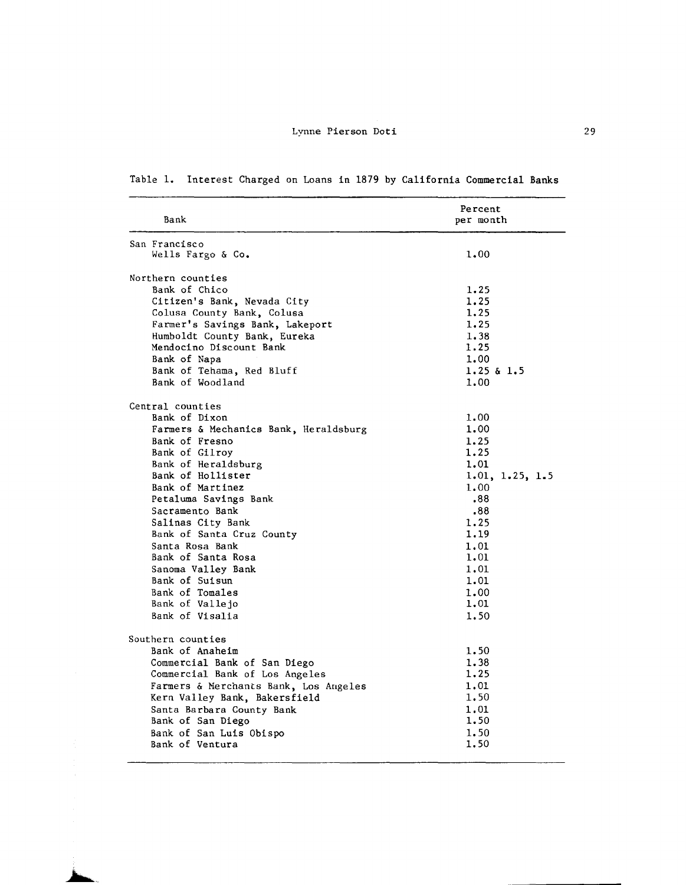Table 1. Interest Charged on Loans in 1879 by California Commercial Banks

| Bank | Percent per month |
|---|---|
| San Francisco | |
| Wells Fargo & Co. | 1.00 |
| Northern counties | |
| Bank of Chico | 1.25 |
| Citizen's Bank, Nevada City | 1.25 |
| Colusa County Bank, Colusa | 1.25 |
| Farmer's Savings Bank, Lakeport | 1.25 |
| Humboldt County Bank, Eureka | 1.38 |
| Mendocino Discount Bank | 1.25 |
| Bank of Napa | 1.00 |
| Bank of Tehama, Red Bluff | 1.25 & 1.5 |
| Bank of Woodland | 1.00 |
| Central counties | |
| Bank of Dixon | 1.00 |
| Farmers & Mechanics Bank, Heraldsburg | 1.00 |
| Bank of Fresno | 1.25 |
| Bank of Gilroy | 1.25 |
| Bank of Heraldsburg | 1.01 |
| Bank of Hollister | 1.01, 1.25, 1.5 |
| Bank of Martinez | 1.00 |
| Petaluma Savings Bank | .88 |
| Sacramento Bank | .88 |
| Salinas City Bank | 1.25 |
| Bank of Santa Cruz County | 1.19 |
| Santa Rosa Bank | 1.01 |
| Bank of Santa Rosa | 1.01 |
| Sanoma Valley Bank | 1.01 |
| Bank of Suisun | 1.01 |
| Bank of Tomales | 1.00 |
| Bank of Vallejo | 1.01 |
| Bank of Visalia | 1.50 |
| Southern counties | |
| Bank of Anaheim | 1.50 |
| Commercial Bank of San Diego | 1.38 |
| Commercial Bank of Los Angeles | 1.25 |
| Farmers & Merchants Bank, Los Angeles | 1.01 |
| Kern Valley Bank, Bakersfield | 1.50 |
| Santa Barbara County Bank | 1.01 |
| Bank of San Diego | 1.50 |
| Bank of San Luis Obispo | 1.50 |
| Bank of Ventura | 1.50 |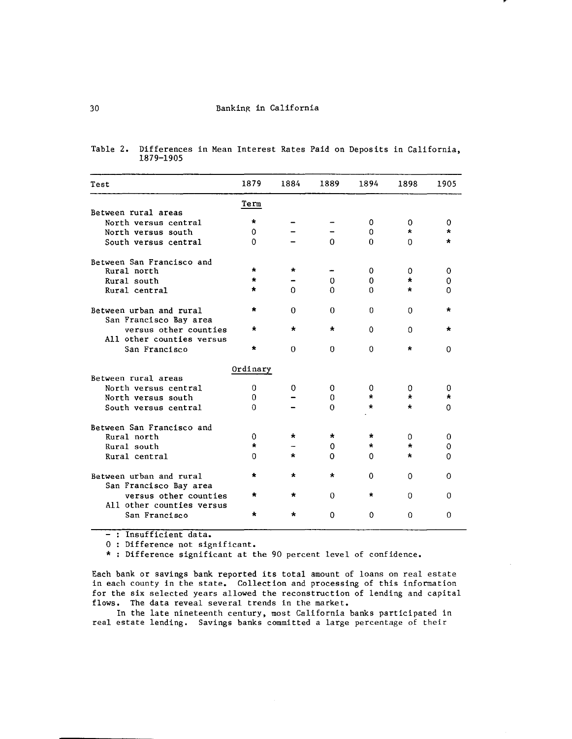Table 2. Differences in Mean Interest Rates Paid on Deposits in California, 1879-1905

| Test | 1879 | 1884 | 1889 | 1894 | 1898 | 1905 |
|---|---|---|---|---|---|---|
| | Term | | | | | |
| Between rural areas | | | | | | |
| North versus central | * | – | – | 0 | 0 | 0 |
| North versus south | 0 | – | – | 0 | * | * |
| South versus central | 0 | – | 0 | 0 | 0 | * |
| Between San Francisco and | | | | | | |
| Rural north | * | * | – | 0 | 0 | 0 |
| Rural south | * | – | 0 | 0 | * | 0 |
| Rural central | * | 0 | 0 | 0 | * | 0 |
| Between urban and rural | * | 0 | 0 | 0 | 0 | * |
| San Francisco Bay area versus other counties | * | * | * | 0 | 0 | * |
| All other counties versus San Francisco | * | 0 | 0 | 0 | * | 0 |
| | Ordinary | | | | | |
| Between rural areas | | | | | | |
| North versus central | 0 | 0 | 0 | 0 | 0 | 0 |
| North versus south | 0 | – | 0 | * | * | * |
| South versus central | 0 | – | 0 | * | * | 0 |
| Between San Francisco and | | | | | | |
| Rural north | 0 | * | * | * | 0 | 0 |
| Rural south | * | – | 0 | * | * | 0 |
| Rural central | 0 | * | 0 | 0 | * | 0 |
| Between urban and rural | * | * | * | 0 | 0 | 0 |
| San Francisco Bay area versus other counties | * | * | 0 | * | 0 | 0 |
| All other counties versus San Francisco | * | * | 0 | 0 | 0 | 0 |

– : Insufficient data.
0 : Difference not significant.
* : Difference significant at the 90 percent level of confidence.

Each bank or savings bank reported its total amount of loans on real estate in each county in the state. Collection and processing of this information for the six selected years allowed the reconstruction of lending and capital flows. The data reveal several trends in the market.

In the late nineteenth century, most California banks participated in real estate lending. Savings banks committed a large percentage of their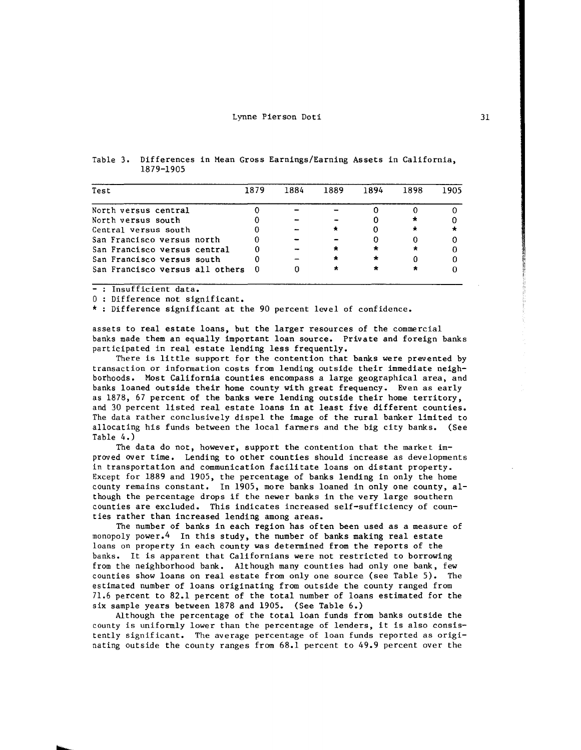Table 3. Differences in Mean Gross Earnings/Earning Assets in California, 1879-1905

| Test | 1879 | 1884 | 1889 | 1894 | 1898 | 1905 |
|---|---|---|---|---|---|---|
| North versus central | 0 | - | - | 0 | 0 | 0 |
| North versus south | 0 | - | - | 0 | * | 0 |
| Central versus south | 0 | - | * | 0 | * | * |
| San Francisco versus north | 0 | - | - | 0 | 0 | 0 |
| San Francisco versus central | 0 | - | * | * | * | 0 |
| San Francisco versus south | 0 | - | * | * | 0 | 0 |
| San Francisco versus all others | 0 | 0 | * | * | * | 0 |

- : Insufficient data.
0 : Difference not significant.
* : Difference significant at the 90 percent level of confidence.

assets to real estate loans, but the larger resources of the commercial banks made them an equally important loan source. Private and foreign banks participated in real estate lending less frequently.

There is little support for the contention that banks were prevented by transaction or information costs from lending outside their immediate neighborhoods. Most California counties encompass a large geographical area, and banks loaned outside their home county with great frequency. Even as early as 1878, 67 percent of the banks were lending outside their home territory, and 30 percent listed real estate loans in at least five different counties. The data rather conclusively dispel the image of the rural banker limited to allocating his funds between the local farmers and the big city banks. (See Table 4.)

The data do not, however, support the contention that the market improved over time. Lending to other counties should increase as developments in transportation and communication facilitate loans on distant property. Except for 1889 and 1905, the percentage of banks lending in only the home county remains constant. In 1905, more banks loaned in only one county, although the percentage drops if the newer banks in the very large southern counties are excluded. This indicates increased self-sufficiency of counties rather than increased lending among areas.

The number of banks in each region has often been used as a measure of monopoly power.[4] In this study, the number of banks making real estate loans on property in each county was determined from the reports of the banks. It is apparent that Californians were not restricted to borrowing from the neighborhood bank. Although many counties had only one bank, few counties show loans on real estate from only one source (see Table 5). The estimated number of loans originating from outside the county ranged from 71.6 percent to 82.1 percent of the total number of loans estimated for the six sample years between 1878 and 1905. (See Table 6.)

Although the percentage of the total loan funds from banks outside the county is uniformly lower than the percentage of lenders, it is also consistently significant. The average percentage of loan funds reported as originating outside the county ranges from 68.1 percent to 49.9 percent over the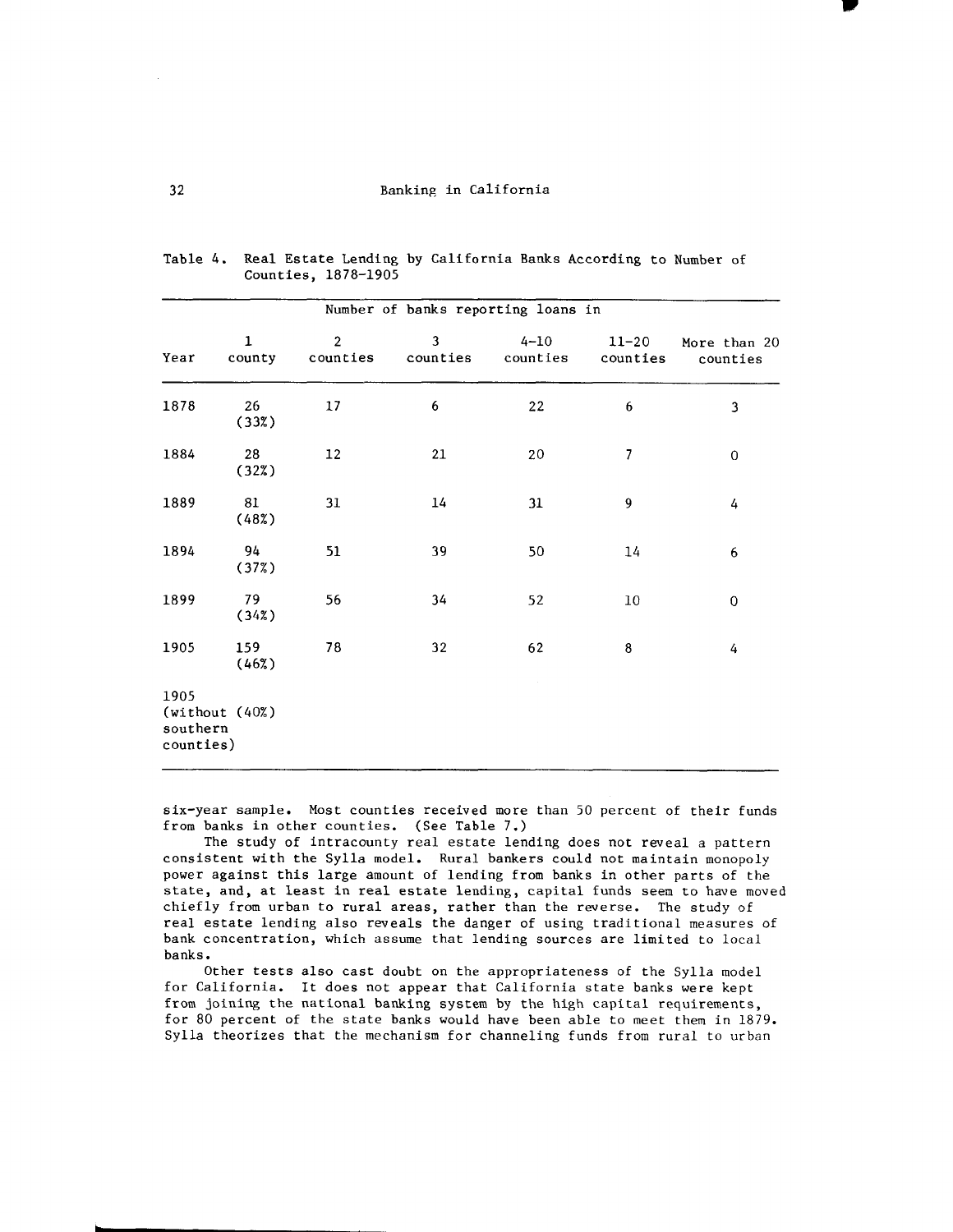Table 4. Real Estate Lending by California Banks According to Number of Counties, 1878-1905

| Year | Number of banks reporting loans in | | | | | |
|---|---|---|---|---|---|---|
| | 1 county | 2 counties | 3 counties | 4-10 counties | 11-20 counties | More than 20 counties |
| 1878 | 26 (33%) | 17 | 6 | 22 | 6 | 3 |
| 1884 | 28 (32%) | 12 | 21 | 20 | 7 | 0 |
| 1889 | 81 (48%) | 31 | 14 | 31 | 9 | 4 |
| 1894 | 94 (37%) | 51 | 39 | 50 | 14 | 6 |
| 1899 | 79 (34%) | 56 | 34 | 52 | 10 | 0 |
| 1905 | 159 (46%) | 78 | 32 | 62 | 8 | 4 |
| 1905 (without southern counties) | (40%) | | | | | |

six-year sample. Most counties received more than 50 percent of their funds from banks in other counties. (See Table 7.)

The study of intracounty real estate lending does not reveal a pattern consistent with the Sylla model. Rural bankers could not maintain monopoly power against this large amount of lending from banks in other parts of the state, and, at least in real estate lending, capital funds seem to have moved chiefly from urban to rural areas, rather than the reverse. The study of real estate lending also reveals the danger of using traditional measures of bank concentration, which assume that lending sources are limited to local banks.

Other tests also cast doubt on the appropriateness of the Sylla model for California. It does not appear that California state banks were kept from joining the national banking system by the high capital requirements, for 80 percent of the state banks would have been able to meet them in 1879. Sylla theorizes that the mechanism for channeling funds from rural to urban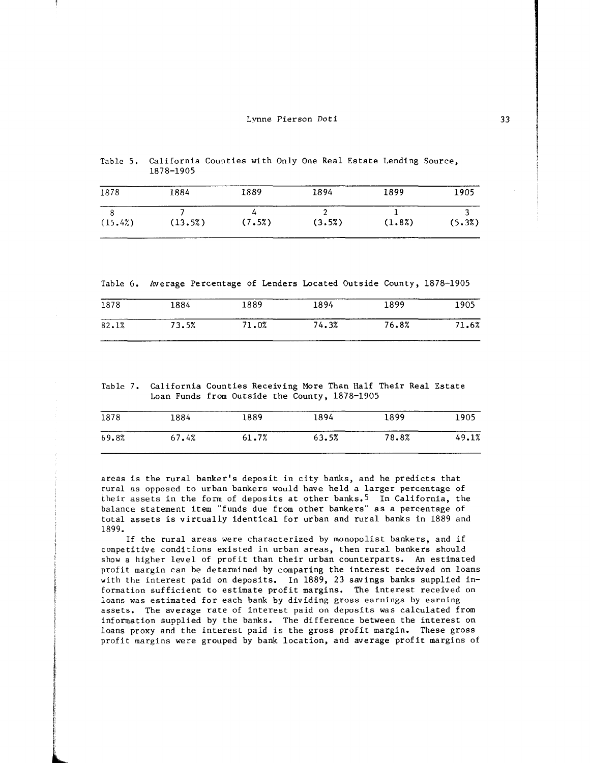Table 5. California Counties with Only One Real Estate Lending Source, 1878-1905

| 1878 | 1884 | 1889 | 1894 | 1899 | 1905 |
|---|---|---|---|---|---|
| 8 (15.4%) | 7 (13.5%) | 4 (7.5%) | 2 (3.5%) | 1 (1.8%) | 3 (5.3%) |

Table 6. Average Percentage of Lenders Located Outside County, 1878-1905

| 1878 | 1884 | 1889 | 1894 | 1899 | 1905 |
|---|---|---|---|---|---|
| 82.1% | 73.5% | 71.0% | 74.3% | 76.8% | 71.6% |

Table 7. California Counties Receiving More Than Half Their Real Estate Loan Funds from Outside the County, 1878-1905

| 1878 | 1884 | 1889 | 1894 | 1899 | 1905 |
|---|---|---|---|---|---|
| 69.8% | 67.4% | 61.7% | 63.5% | 78.8% | 49.1% |

areas is the rural banker's deposit in city banks, and he predicts that rural as opposed to urban bankers would have held a larger percentage of their assets in the form of deposits at other banks.[5] In California, the balance statement item "funds due from other bankers" as a percentage of total assets is virtually identical for urban and rural banks in 1889 and 1899.

If the rural areas were characterized by monopolist bankers, and if competitive conditions existed in urban areas, then rural bankers should show a higher level of profit than their urban counterparts. An estimated profit margin can be determined by comparing the interest received on loans with the interest paid on deposits. In 1889, 23 savings banks supplied information sufficient to estimate profit margins. The interest received on loans was estimated for each bank by dividing gross earnings by earning assets. The average rate of interest paid on deposits was calculated from information supplied by the banks. The difference between the interest on loans proxy and the interest paid is the gross profit margin. These gross profit margins were grouped by bank location, and average profit margins of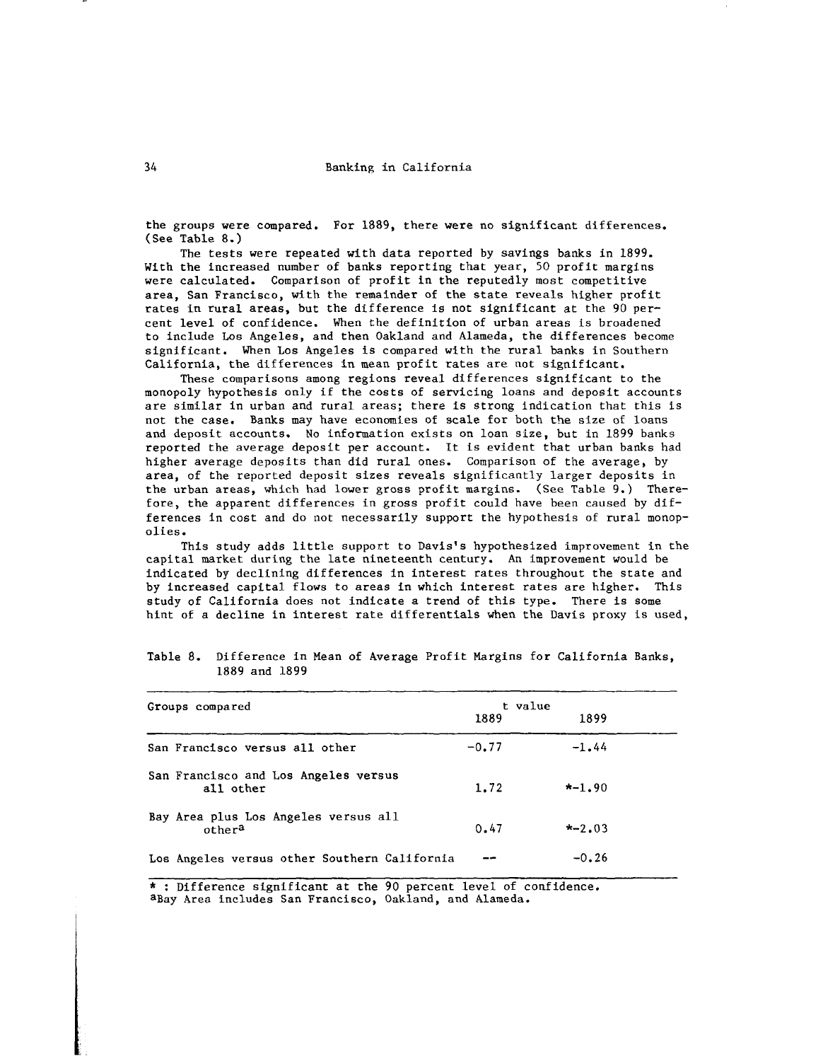the groups were compared. For 1889, there were no significant differences. (See Table 8.)

The tests were repeated with data reported by savings banks in 1899. With the increased number of banks reporting that year, 50 profit margins were calculated. Comparison of profit in the reputedly most competitive area, San Francisco, with the remainder of the state reveals higher profit rates in rural areas, but the difference is not significant at the 90 percent level of confidence. When the definition of urban areas is broadened to include Los Angeles, and then Oakland and Alameda, the differences become significant. When Los Angeles is compared with the rural banks in Southern California, the differences in mean profit rates are not significant.

These comparisons among regions reveal differences significant to the monopoly hypothesis only if the costs of servicing loans and deposit accounts are similar in urban and rural areas; there is strong indication that this is not the case. Banks may have economies of scale for both the size of loans and deposit accounts. No information exists on loan size, but in 1899 banks reported the average deposit per account. It is evident that urban banks had higher average deposits than did rural ones. Comparison of the average, by area, of the reported deposit sizes reveals significantly larger deposits in the urban areas, which had lower gross profit margins. (See Table 9.) Therefore, the apparent differences in gross profit could have been caused by differences in cost and do not necessarily support the hypothesis of rural monopolies.

This study adds little support to Davis's hypothesized improvement in the capital market during the late nineteenth century. An improvement would be indicated by declining differences in interest rates throughout the state and by increased capital flows to areas in which interest rates are higher. This study of California does not indicate a trend of this type. There is some hint of a decline in interest rate differentials when the Davis proxy is used,

Table 8. Difference in Mean of Average Profit Margins for California Banks, 1889 and 1899

| Groups compared | t value | |
|---|---|---|
| | 1889 | 1899 |
| San Francisco versus all other | −0.77 | −1.44 |
| San Francisco and Los Angeles versus all other | 1.72 | *−1.90 |
| Bay Area plus Los Angeles versus all other[a] | 0.47 | *−2.03 |
| Los Angeles versus other Southern California | -- | −0.26 |

* : Difference significant at the 90 percent level of confidence.
[a]Bay Area includes San Francisco, Oakland, and Alameda.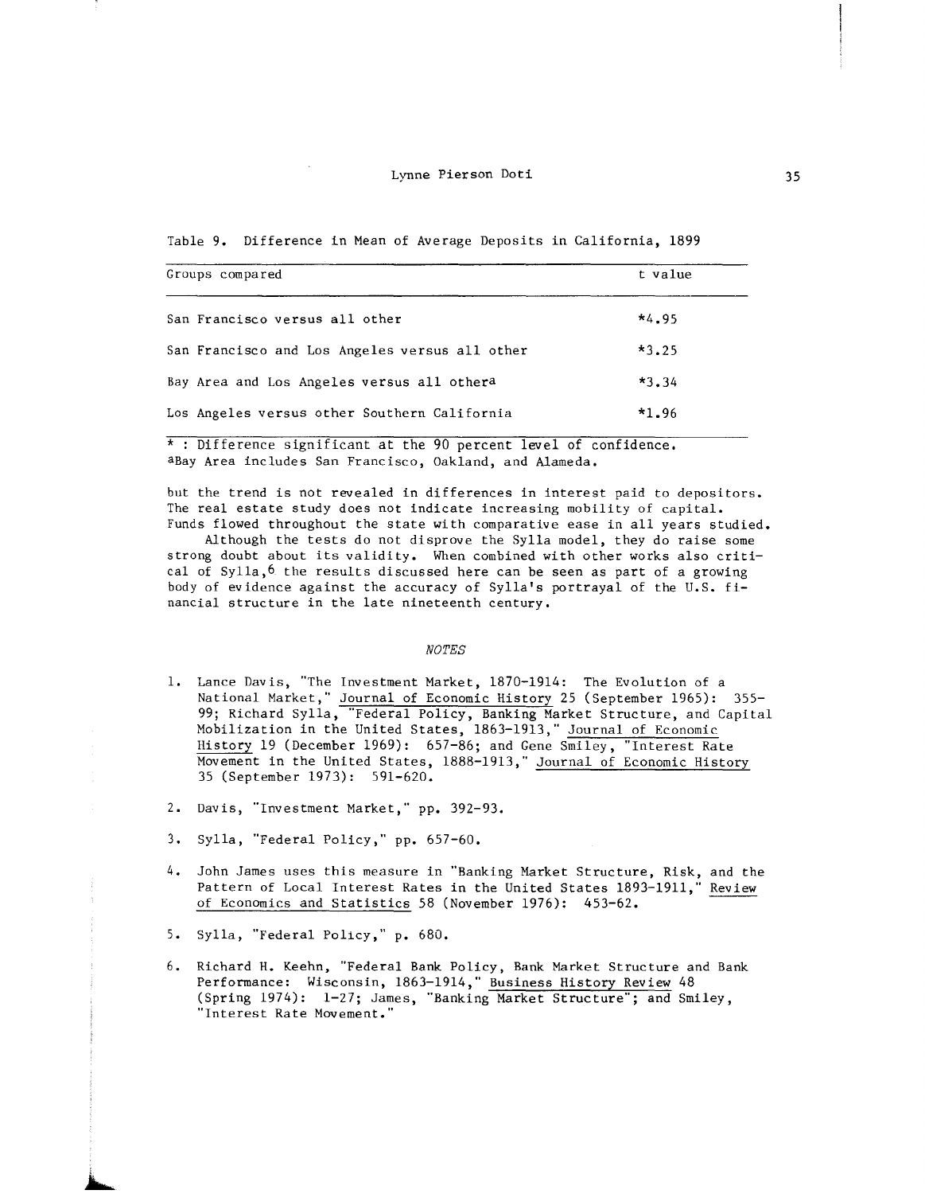Table 9. Difference in Mean of Average Deposits in California, 1899

| Groups compared | t value |
|---|---|
| San Francisco versus all other | *4.95 |
| San Francisco and Los Angeles versus all other | *3.25 |
| Bay Area and Los Angeles versus all other[a] | *3.34 |
| Los Angeles versus other Southern California | *1.96 |

* : Difference significant at the 90 percent level of confidence.
[a]Bay Area includes San Francisco, Oakland, and Alameda.

but the trend is not revealed in differences in interest paid to depositors. The real estate study does not indicate increasing mobility of capital. Funds flowed throughout the state with comparative ease in all years studied.

Although the tests do not disprove the Sylla model, they do raise some strong doubt about its validity. When combined with other works also critical of Sylla,[6] the results discussed here can be seen as part of a growing body of evidence against the accuracy of Sylla's portrayal of the U.S. financial structure in the late nineteenth century.

## *NOTES*

1. Lance Davis, "The Investment Market, 1870-1914: The Evolution of a National Market," Journal of Economic History 25 (September 1965): 355-99; Richard Sylla, "Federal Policy, Banking Market Structure, and Capital Mobilization in the United States, 1863-1913," Journal of Economic History 19 (December 1969): 657-86; and Gene Smiley, "Interest Rate Movement in the United States, 1888-1913," Journal of Economic History 35 (September 1973): 591-620.

2. Davis, "Investment Market," pp. 392-93.

3. Sylla, "Federal Policy," pp. 657-60.

4. John James uses this measure in "Banking Market Structure, Risk, and the Pattern of Local Interest Rates in the United States 1893-1911," Review of Economics and Statistics 58 (November 1976): 453-62.

5. Sylla, "Federal Policy," p. 680.

6. Richard H. Keehn, "Federal Bank Policy, Bank Market Structure and Bank Performance: Wisconsin, 1863-1914," Business History Review 48 (Spring 1974): 1-27; James, "Banking Market Structure"; and Smiley, "Interest Rate Movement."